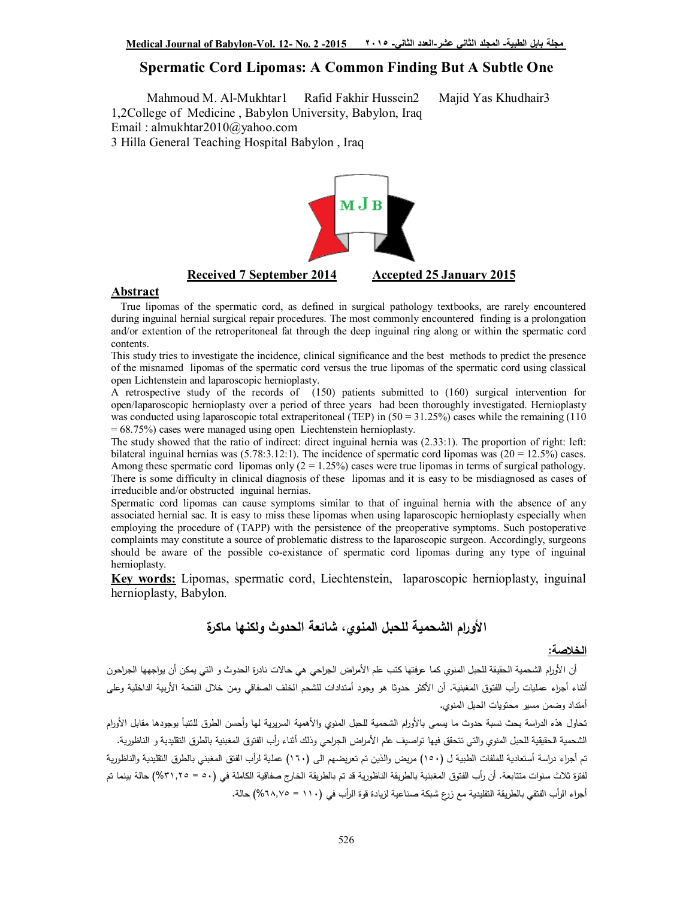# Spermatic Cord Lipomas: A Common Finding But A Subtle One

Mahmoud M. Al-Mukhtar1 Rafid Fakhir Hussein2 Majid Yas Khudhair3
1,2College of Medicine , Babylon University, Babylon, Iraq
Email : almukhtar2010@yahoo.com
3 Hilla General Teaching Hospital Babylon , Iraq

**Received 7 September 2014** **Accepted 25 January 2015**

## Abstract

True lipomas of the spermatic cord, as defined in surgical pathology textbooks, are rarely encountered during inguinal hernial surgical repair procedures. The most commonly encountered finding is a prolongation and/or extention of the retroperitoneal fat through the deep inguinal ring along or within the spermatic cord contents.

This study tries to investigate the incidence, clinical significance and the best methods to predict the presence of the misnamed lipomas of the spermatic cord versus the true lipomas of the spermatic cord using classical open Lichtenstein and laparoscopic hernioplasty.

A retrospective study of the records of (150) patients submitted to (160) surgical intervention for open/laparoscopic hernioplasty over a period of three years had been thoroughly investigated. Hernioplasty was conducted using laparoscopic total extraperitoneal (TEP) in (50 = 31.25%) cases while the remaining (110 = 68.75%) cases were managed using open Liechtenstein hernioplasty.

The study showed that the ratio of indirect: direct inguinal hernia was (2.33:1). The proportion of right: left: bilateral inguinal hernias was (5.78:3.12:1). The incidence of spermatic cord lipomas was (20 = 12.5%) cases. Among these spermatic cord lipomas only (2 = 1.25%) cases were true lipomas in terms of surgical pathology. There is some difficulty in clinical diagnosis of these lipomas and it is easy to be misdiagnosed as cases of irreducible and/or obstructed inguinal hernias.

Spermatic cord lipomas can cause symptoms similar to that of inguinal hernia with the absence of any associated hernial sac. It is easy to miss these lipomas when using laparoscopic hernioplasty especially when employing the procedure of (TAPP) with the persistence of the preoperative symptoms. Such postoperative complaints may constitute a source of problematic distress to the laparoscopic surgeon. Accordingly, surgeons should be aware of the possible co-existance of spermatic cord lipomas during any type of inguinal hernioplasty.

**Key words:** Lipomas, spermatic cord, Liechtenstein, laparoscopic hernioplasty, inguinal hernioplasty, Babylon.

# الأورام الشحمية للحبل المنوي، شائعة الحدوث ولكنها ماكرة

## الخلاصة:

أن الأورام الشحمية الحقيقة للحبل المنوي كما عرفتها كتب علم الأمراض الجراحي هي حالات نادرة الحدوث و التي يمكن أن يواجهها الجراحون أثناء أجراء عمليات رأب الفتوق المغبنية. أن الأكثر حدوثا هو وجود أمتدادات للشحم الخلف الصفاقي ومن خلال الفتحة الأربية الداخلية وعلى أمتداد وضمن مسير محتويات الحبل المنوي.

تحاول هذه الدراسة بحث نسبة حدوث ما يسمى بالأورام الشحمية للحبل المنوي والأهمية السريرية لها وأحسن الطرق للتنبأ بوجودها مقابل الأورام الشحمية الحقيقية للحبل المنوي والتي تتحقق فيها تواصيف علم الأمراض الجراحي وذلك أثناء رأب الفتوق المغبنية بالطرق التقليدية و الناظورية.

تم أجراء دراسة أستعادية للملفات الطبية ل (١٥٠) مريض والذين تم تعريضهم الى (١٦٠) عملية لرأب الفتق المغبني بالطرق التقليدية والناظورية لفترة ثلاث سنوات متتابعة. أن رأب الفتوق المغبنية بالطريقة الناظورية قد تم بالطريقة الخارج صفاقية الكاملة في (٥٠ = ٣١,٢٥%) حالة بينما تم أجراء الرأب الفتقي بالطريقة التقليدية مع زرع شبكة صناعية لزيادة قوة الرأب في (١١٠ = ٦٨,٧٥%) حالة.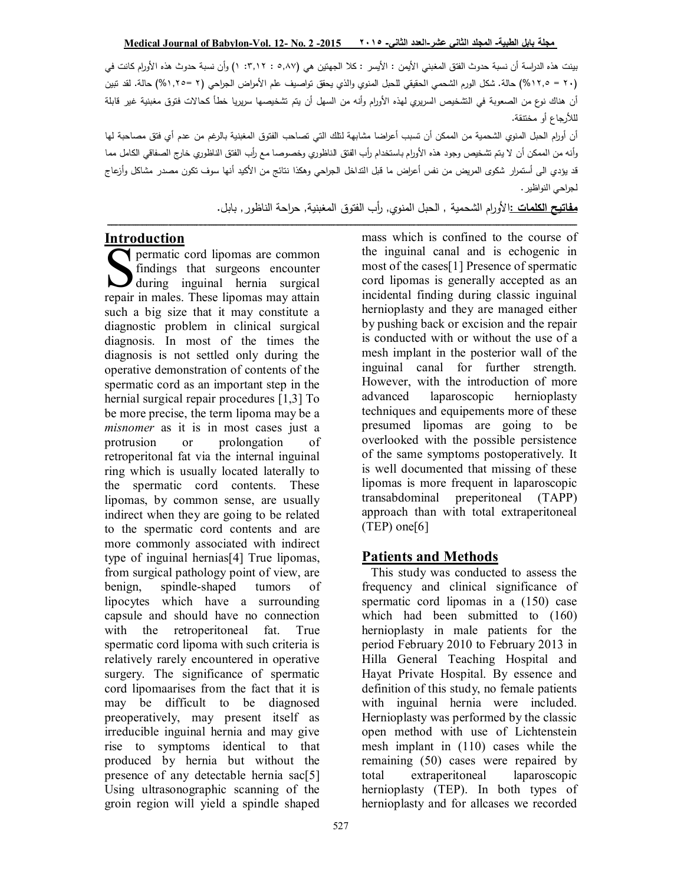بينت هذه الدراسة أن نسبة حدوث الفتق المغبني الأيمن : الأيسر : كلا الجهتين هي (٥,٨٧ : ٣,١٢ : ١) وأن نسبة حدوث هذه الأورام كانت في (٢٠ = ١٢,٥%) حالة. شكل الورم الشحمي الحقيقي للحبل المنوي والذي يحقق تواصيف علم الأمراض الجراحي (٢ =١,٢٥%) حالة. لقد تبين أن هناك نوع من الصعوبة في التشخيص السريري لهذه الأورام وأنه من السهل أن يتم تشخيصها سريريا خطأ كحالات فتوق مغبنية غير قابلة للأرجاع أو مختنقة.

أن أورام الحبل المنوي الشحمية من الممكن أن تسبب أعراضا مشابهة لتلك التي تصاحب الفتوق المغبنية بالرغم من عدم أي فتق مصاحبة لها وأنه من الممكن أن لا يتم تشخيص وجود هذه الأورام باستخدام رأب الفتق الناظوري وخصوصا مع رأب الفتق الناظوري خارج الصفاقي الكامل مما قد يؤدي الى أستمرار شكوى المريض من نفس أعراض ما قبل التداخل الجراحي وهكذا نتائج من الأكيد أنها سوف تكون مصدر مشاكل وأزعاج لجراحي النواظير.

**مفاتيح الكلمات** :الأورام الشحمية , الحبل المنوي, رأب الفتوق المغبنية, حراحة الناظور, بابل.

## Introduction

Spermatic cord lipomas are common findings that surgeons encounter during inguinal hernia surgical repair in males. These lipomas may attain such a big size that it may constitute a diagnostic problem in clinical surgical diagnosis. In most of the times the diagnosis is not settled only during the operative demonstration of contents of the spermatic cord as an important step in the hernial surgical repair procedures [1,3] To be more precise, the term lipoma may be a *misnomer* as it is in most cases just a protrusion or prolongation of retroperitonal fat via the internal inguinal ring which is usually located laterally to the spermatic cord contents. These lipomas, by common sense, are usually indirect when they are going to be related to the spermatic cord contents and are more commonly associated with indirect type of inguinal hernias[4] True lipomas, from surgical pathology point of view, are benign, spindle-shaped tumors of lipocytes which have a surrounding capsule and should have no connection with the retroperitoneal fat. True spermatic cord lipoma with such criteria is relatively rarely encountered in operative surgery. The significance of spermatic cord lipomaarises from the fact that it is may be difficult to be diagnosed preoperatively, may present itself as irreducible inguinal hernia and may give rise to symptoms identical to that produced by hernia but without the presence of any detectable hernia sac[5] Using ultrasonographic scanning of the groin region will yield a spindle shaped mass which is confined to the course of the inguinal canal and is echogenic in most of the cases[1] Presence of spermatic cord lipomas is generally accepted as an incidental finding during classic inguinal hernioplasty and they are managed either by pushing back or excision and the repair is conducted with or without the use of a mesh implant in the posterior wall of the inguinal canal for further strength. However, with the introduction of more advanced laparoscopic hernioplasty techniques and equipements more of these presumed lipomas are going to be overlooked with the possible persistence of the same symptoms postoperatively. It is well documented that missing of these lipomas is more frequent in laparoscopic transabdominal preperitoneal (TAPP) approach than with total extraperitoneal (TEP) one[6]

## Patients and Methods

This study was conducted to assess the frequency and clinical significance of spermatic cord lipomas in a (150) case which had been submitted to (160) hernioplasty in male patients for the period February 2010 to February 2013 in Hilla General Teaching Hospital and Hayat Private Hospital. By essence and definition of this study, no female patients with inguinal hernia were included. Hernioplasty was performed by the classic open method with use of Lichtenstein mesh implant in (110) cases while the remaining (50) cases were repaired by total extraperitoneal laparoscopic hernioplasty (TEP). In both types of hernioplasty and for allcases we recorded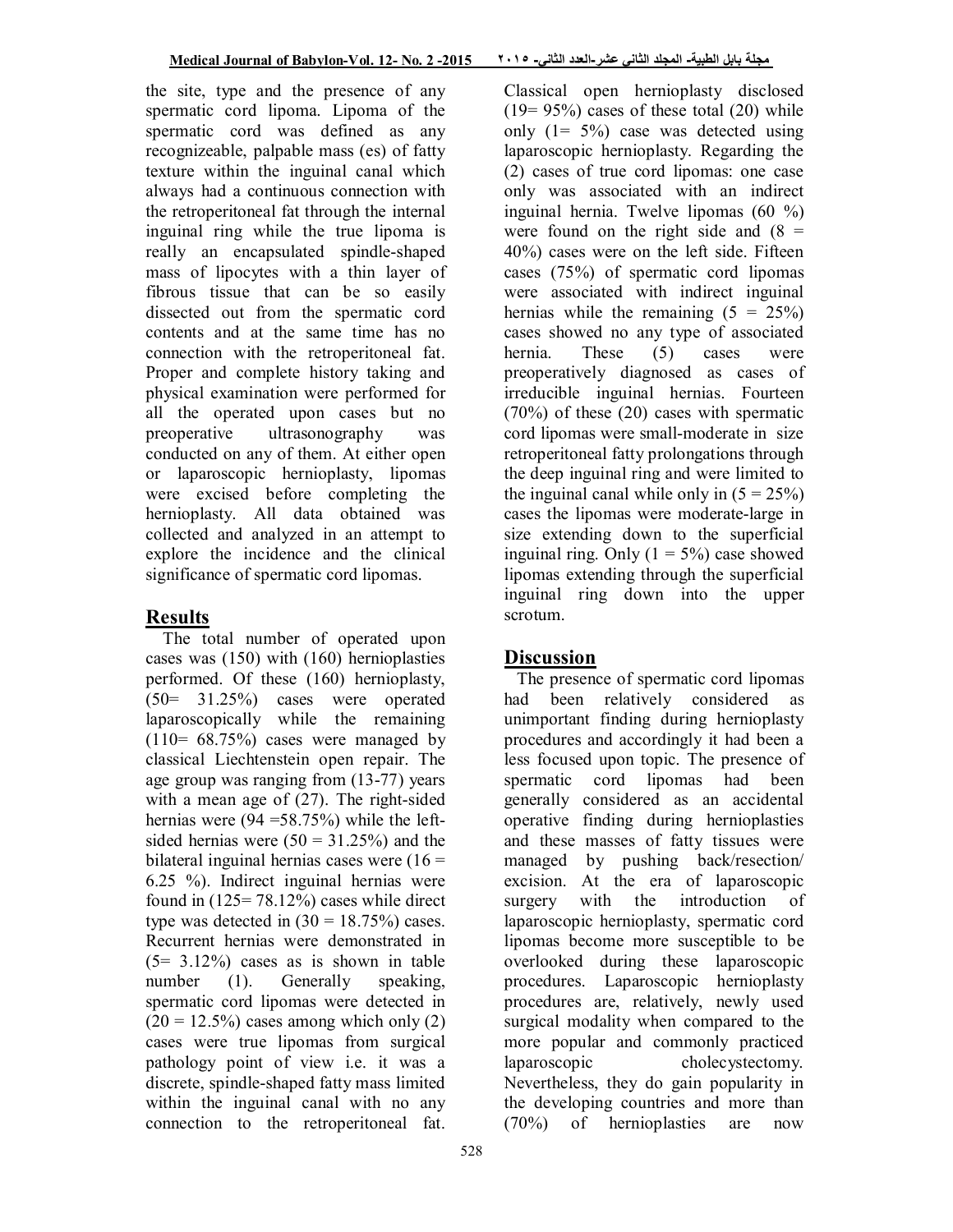the site, type and the presence of any spermatic cord lipoma. Lipoma of the spermatic cord was defined as any recognizeable, palpable mass (es) of fatty texture within the inguinal canal which always had a continuous connection with the retroperitoneal fat through the internal inguinal ring while the true lipoma is really an encapsulated spindle-shaped mass of lipocytes with a thin layer of fibrous tissue that can be so easily dissected out from the spermatic cord contents and at the same time has no connection with the retroperitoneal fat. Proper and complete history taking and physical examination were performed for all the operated upon cases but no preoperative ultrasonography was conducted on any of them. At either open or laparoscopic hernioplasty, lipomas were excised before completing the hernioplasty. All data obtained was collected and analyzed in an attempt to explore the incidence and the clinical significance of spermatic cord lipomas.

## Results

The total number of operated upon cases was (150) with (160) hernioplasties performed. Of these (160) hernioplasty, (50= 31.25%) cases were operated laparoscopically while the remaining (110= 68.75%) cases were managed by classical Liechtenstein open repair. The age group was ranging from (13-77) years with a mean age of (27). The right-sided hernias were (94 =58.75%) while the left-sided hernias were (50 = 31.25%) and the bilateral inguinal hernias cases were (16 = 6.25 %). Indirect inguinal hernias were found in (125= 78.12%) cases while direct type was detected in (30 = 18.75%) cases. Recurrent hernias were demonstrated in (5= 3.12%) cases as is shown in table number (1). Generally speaking, spermatic cord lipomas were detected in (20 = 12.5%) cases among which only (2) cases were true lipomas from surgical pathology point of view i.e. it was a discrete, spindle-shaped fatty mass limited within the inguinal canal with no any connection to the retroperitoneal fat. Classical open hernioplasty disclosed (19= 95%) cases of these total (20) while only (1= 5%) case was detected using laparoscopic hernioplasty. Regarding the (2) cases of true cord lipomas: one case only was associated with an indirect inguinal hernia. Twelve lipomas (60 %) were found on the right side and (8 = 40%) cases were on the left side. Fifteen cases (75%) of spermatic cord lipomas were associated with indirect inguinal hernias while the remaining (5 = 25%) cases showed no any type of associated hernia. These (5) cases were preoperatively diagnosed as cases of irreducible inguinal hernias. Fourteen (70%) of these (20) cases with spermatic cord lipomas were small-moderate in size retroperitoneal fatty prolongations through the deep inguinal ring and were limited to the inguinal canal while only in (5 = 25%) cases the lipomas were moderate-large in size extending down to the superficial inguinal ring. Only (1 = 5%) case showed lipomas extending through the superficial inguinal ring down into the upper scrotum.

## Discussion

The presence of spermatic cord lipomas had been relatively considered as unimportant finding during hernioplasty procedures and accordingly it had been a less focused upon topic. The presence of spermatic cord lipomas had been generally considered as an accidental operative finding during hernioplasties and these masses of fatty tissues were managed by pushing back/resection/ excision. At the era of laparoscopic surgery with the introduction of laparoscopic hernioplasty, spermatic cord lipomas become more susceptible to be overlooked during these laparoscopic procedures. Laparoscopic hernioplasty procedures are, relatively, newly used surgical modality when compared to the more popular and commonly practiced laparoscopic cholecystectomy. Nevertheless, they do gain popularity in the developing countries and more than (70%) of hernioplasties are now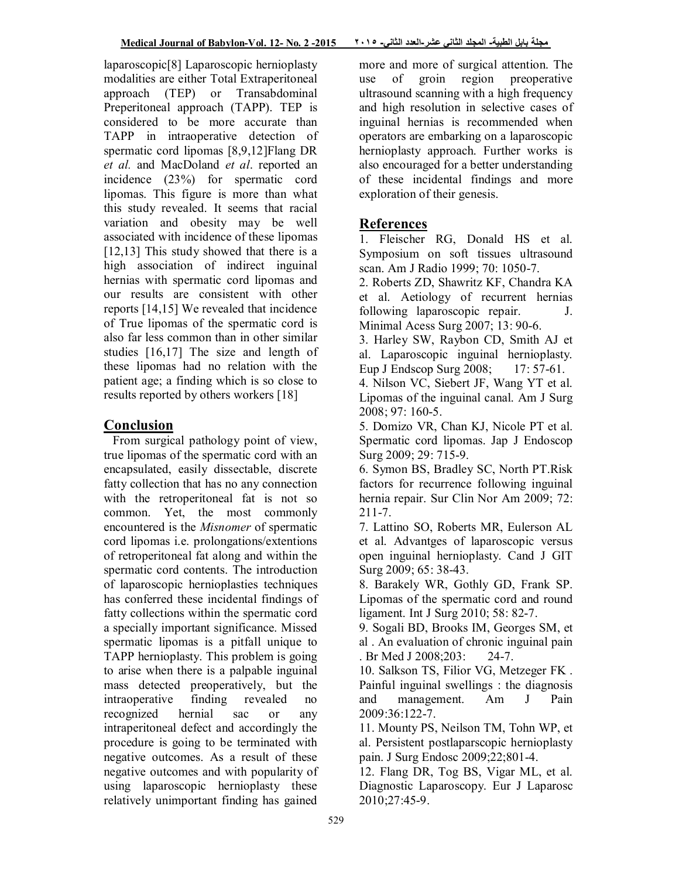laparoscopic[8] Laparoscopic hernioplasty modalities are either Total Extraperitoneal approach (TEP) or Transabdominal Preperitoneal approach (TAPP). TEP is considered to be more accurate than TAPP in intraoperative detection of spermatic cord lipomas [8,9,12]Flang DR *et al.* and MacDoland *et al*. reported an incidence (23%) for spermatic cord lipomas. This figure is more than what this study revealed. It seems that racial variation and obesity may be well associated with incidence of these lipomas [12,13] This study showed that there is a high association of indirect inguinal hernias with spermatic cord lipomas and our results are consistent with other reports [14,15] We revealed that incidence of True lipomas of the spermatic cord is also far less common than in other similar studies [16,17] The size and length of these lipomas had no relation with the patient age; a finding which is so close to results reported by others workers [18]

## Conclusion

From surgical pathology point of view, true lipomas of the spermatic cord with an encapsulated, easily dissectable, discrete fatty collection that has no any connection with the retroperitoneal fat is not so common. Yet, the most commonly encountered is the *Misnomer* of spermatic cord lipomas i.e. prolongations/extentions of retroperitoneal fat along and within the spermatic cord contents. The introduction of laparoscopic hernioplasties techniques has conferred these incidental findings of fatty collections within the spermatic cord a specially important significance. Missed spermatic lipomas is a pitfall unique to TAPP hernioplasty. This problem is going to arise when there is a palpable inguinal mass detected preoperatively, but the intraoperative finding revealed no recognized hernial sac or any intraperitoneal defect and accordingly the procedure is going to be terminated with negative outcomes. As a result of these negative outcomes and with popularity of using laparoscopic hernioplasty these relatively unimportant finding has gained more and more of surgical attention. The use of groin region preoperative ultrasound scanning with a high frequency and high resolution in selective cases of inguinal hernias is recommended when operators are embarking on a laparoscopic hernioplasty approach. Further works is also encouraged for a better understanding of these incidental findings and more exploration of their genesis.

## References

1. Fleischer RG, Donald HS et al. Symposium on soft tissues ultrasound scan. Am J Radio 1999; 70: 1050-7.
2. Roberts ZD, Shawritz KF, Chandra KA et al. Aetiology of recurrent hernias following laparoscopic repair. J. Minimal Acess Surg 2007; 13: 90-6.
3. Harley SW, Raybon CD, Smith AJ et al. Laparoscopic inguinal hernioplasty. Eup J Endscop Surg 2008; 17: 57-61.
4. Nilson VC, Siebert JF, Wang YT et al. Lipomas of the inguinal canal. Am J Surg 2008; 97: 160-5.
5. Domizo VR, Chan KJ, Nicole PT et al. Spermatic cord lipomas. Jap J Endoscop Surg 2009; 29: 715-9.
6. Symon BS, Bradley SC, North PT.Risk factors for recurrence following inguinal hernia repair. Sur Clin Nor Am 2009; 72: 211-7.
7. Lattino SO, Roberts MR, Eulerson AL et al. Advantges of laparoscopic versus open inguinal hernioplasty. Cand J GIT Surg 2009; 65: 38-43.
8. Barakely WR, Gothly GD, Frank SP. Lipomas of the spermatic cord and round ligament. Int J Surg 2010; 58: 82-7.
9. Sogali BD, Brooks IM, Georges SM, et al . An evaluation of chronic inguinal pain . Br Med J 2008;203: 24-7.
10. Salkson TS, Filior VG, Metzeger FK . Painful inguinal swellings : the diagnosis and management. Am J Pain 2009:36:122-7.
11. Mounty PS, Neilson TM, Tohn WP, et al. Persistent postlaparscopic hernioplasty pain. J Surg Endosc 2009;22;801-4.
12. Flang DR, Tog BS, Vigar ML, et al. Diagnostic Laparoscopy. Eur J Laparosc 2010;27:45-9.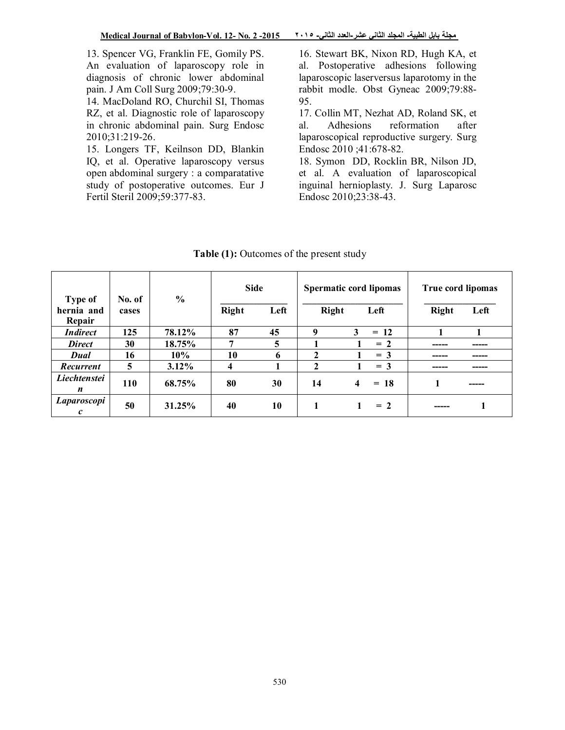13. Spencer VG, Franklin FE, Gomily PS. An evaluation of laparoscopy role in diagnosis of chronic lower abdominal pain. J Am Coll Surg 2009;79:30-9.

14. MacDoland RO, Churchil SI, Thomas RZ, et al. Diagnostic role of laparoscopy in chronic abdominal pain. Surg Endosc 2010;31:219-26.

15. Longers TF, Keilnson DD, Blankin IQ, et al. Operative laparoscopy versus open abdominal surgery : a comparatative study of postoperative outcomes. Eur J Fertil Steril 2009;59:377-83.

16. Stewart BK, Nixon RD, Hugh KA, et al. Postoperative adhesions following laparoscopic laserversus laparotomy in the rabbit modle. Obst Gyneac 2009;79:88-95.

17. Collin MT, Nezhat AD, Roland SK, et al. Adhesions reformation after laparoscopical reproductive surgery. Surg Endosc 2010 ;41:678-82.

18. Symon DD, Rocklin BR, Nilson JD, et al. A evaluation of laparoscopical inguinal hernioplasty. J. Surg Laparosc Endosc 2010;23:38-43.

**Table (1):** Outcomes of the present study

| Type of hernia and Repair | No. of cases | % | Side | | Spermatic cord lipomas | | True cord lipomas | |
|---|---|---|---|---|---|---|---|---|
| | | | Right | Left | Right | Left | Right | Left |
| ***Indirect*** | 125 | 78.12% | 87 | 45 | 9 | 3 = 12 | 1 | 1 |
| ***Direct*** | 30 | 18.75% | 7 | 5 | 1 | 1 = 2 | ----- | ----- |
| ***Dual*** | 16 | 10% | 10 | 6 | 2 | 1 = 3 | ----- | ----- |
| ***Recurrent*** | 5 | 3.12% | 4 | 1 | 2 | 1 = 3 | ----- | ----- |
| ***Liechtenstein*** | 110 | 68.75% | 80 | 30 | 14 | 4 = 18 | 1 | ----- |
| ***Laparoscopic*** | 50 | 31.25% | 40 | 10 | 1 | 1 = 2 | ----- | 1 |